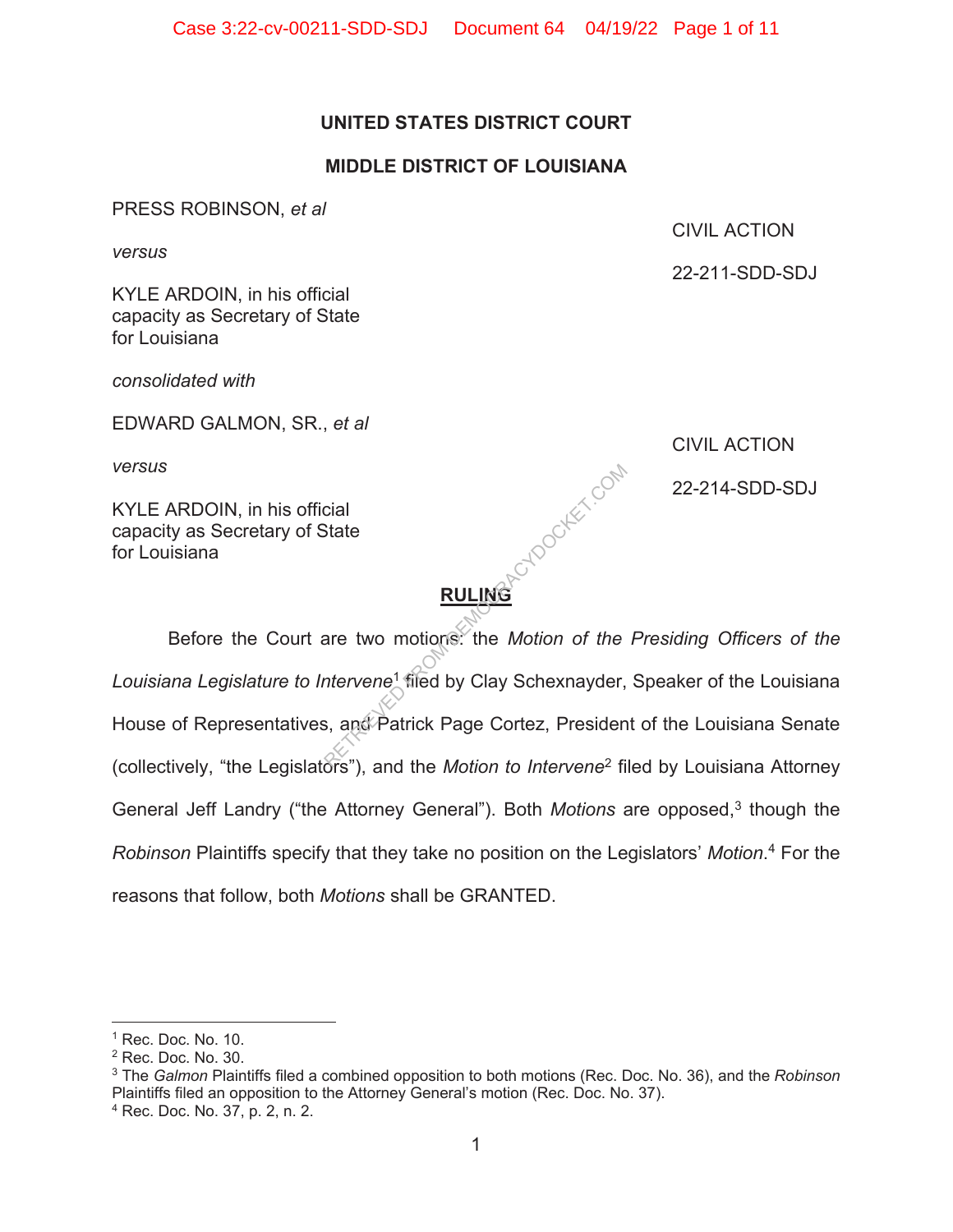**UNITED STATES DISTRICT COURT**

**MIDDLE DISTRICT OF LOUISIANA**

PRESS ROBINSON, *et al*

*versus*

KYLE ARDOIN, in his official capacity as Secretary of State for Louisiana

CIVIL ACTION

22-211-SDD-SDJ

*consolidated with*

EDWARD GALMON, SR., *et al*

*versus*

KYLE ARDOIN, in his official capacity as Secretary of State for Louisiana

CIVIL ACTION

22-214-SDD-SDJ

**RULING**

Before the Court are two motions: the *Motion of the Presiding Officers of the Louisiana Legislature to Intervene*[1] filed by Clay Schexnayder, Speaker of the Louisiana House of Representatives, and Patrick Page Cortez, President of the Louisiana Senate (collectively, "the Legislators"), and the *Motion to Intervene*[2] filed by Louisiana Attorney General Jeff Landry ("the Attorney General"). Both *Motions* are opposed,[3] though the *Robinson* Plaintiffs specify that they take no position on the Legislators' *Motion*.[4] For the reasons that follow, both *Motions* shall be GRANTED.

---

[1] Rec. Doc. No. 10.

[2] Rec. Doc. No. 30.

[3] The *Galmon* Plaintiffs filed a combined opposition to both motions (Rec. Doc. No. 36), and the *Robinson* Plaintiffs filed an opposition to the Attorney General's motion (Rec. Doc. No. 37).

[4] Rec. Doc. No. 37, p. 2, n. 2.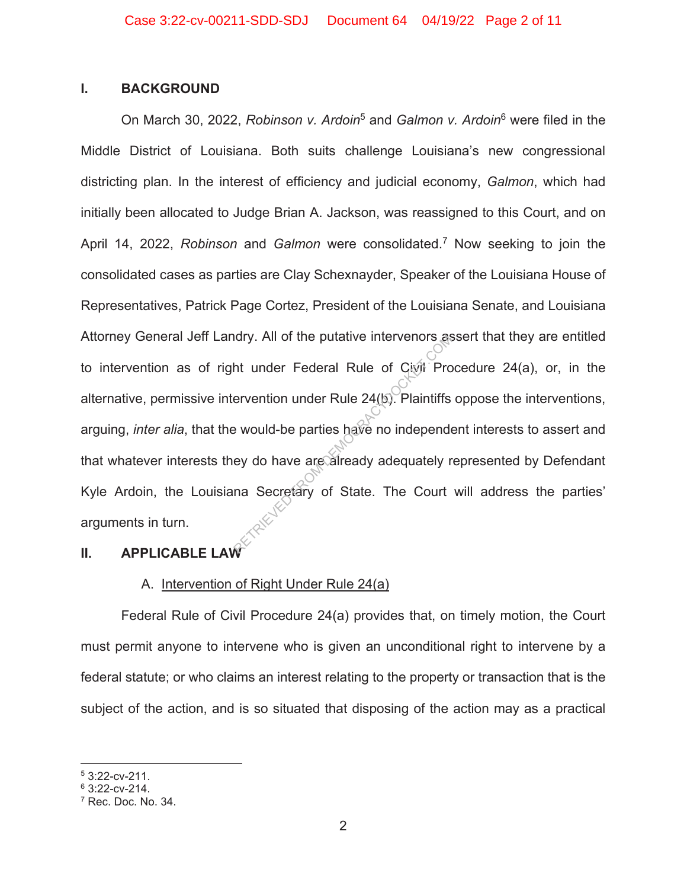## I. BACKGROUND

On March 30, 2022, *Robinson v. Ardoin*[5] and *Galmon v. Ardoin*[6] were filed in the Middle District of Louisiana. Both suits challenge Louisiana's new congressional districting plan. In the interest of efficiency and judicial economy, *Galmon*, which had initially been allocated to Judge Brian A. Jackson, was reassigned to this Court, and on April 14, 2022, *Robinson* and *Galmon* were consolidated.[7] Now seeking to join the consolidated cases as parties are Clay Schexnayder, Speaker of the Louisiana House of Representatives, Patrick Page Cortez, President of the Louisiana Senate, and Louisiana Attorney General Jeff Landry. All of the putative intervenors assert that they are entitled to intervention as of right under Federal Rule of Civil Procedure 24(a), or, in the alternative, permissive intervention under Rule 24(b). Plaintiffs oppose the interventions, arguing, *inter alia*, that the would-be parties have no independent interests to assert and that whatever interests they do have are already adequately represented by Defendant Kyle Ardoin, the Louisiana Secretary of State. The Court will address the parties' arguments in turn.

## II. APPLICABLE LAW

### A. Intervention of Right Under Rule 24(a)

Federal Rule of Civil Procedure 24(a) provides that, on timely motion, the Court must permit anyone to intervene who is given an unconditional right to intervene by a federal statute; or who claims an interest relating to the property or transaction that is the subject of the action, and is so situated that disposing of the action may as a practical

---

[5] 3:22-cv-211.
[6] 3:22-cv-214.
[7] Rec. Doc. No. 34.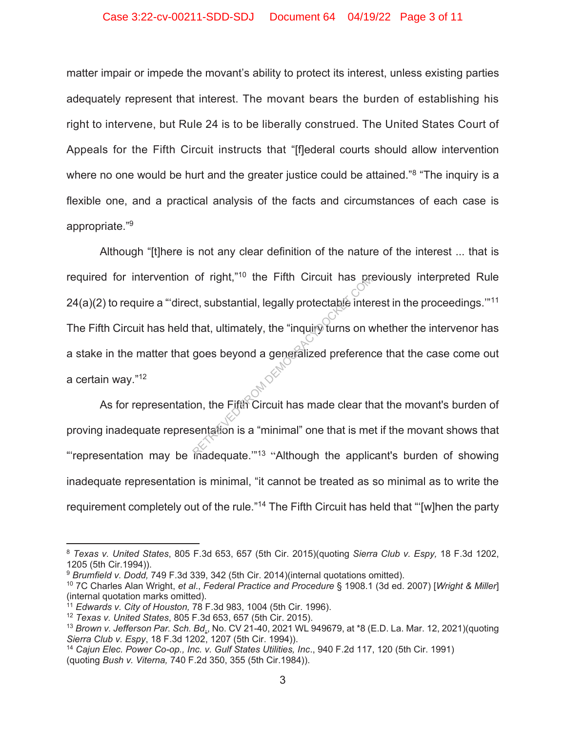matter impair or impede the movant's ability to protect its interest, unless existing parties adequately represent that interest. The movant bears the burden of establishing his right to intervene, but Rule 24 is to be liberally construed. The United States Court of Appeals for the Fifth Circuit instructs that "[f]ederal courts should allow intervention where no one would be hurt and the greater justice could be attained."[8] "The inquiry is a flexible one, and a practical analysis of the facts and circumstances of each case is appropriate."[9]

Although "[t]here is not any clear definition of the nature of the interest ... that is required for intervention of right,"[10] the Fifth Circuit has previously interpreted Rule 24(a)(2) to require a "'direct, substantial, legally protectable interest in the proceedings.'"[11] The Fifth Circuit has held that, ultimately, the "inquiry turns on whether the intervenor has a stake in the matter that goes beyond a generalized preference that the case come out a certain way."[12]

As for representation, the Fifth Circuit has made clear that the movant's burden of proving inadequate representation is a "minimal" one that is met if the movant shows that "'representation may be inadequate.'"[13] "Although the applicant's burden of showing inadequate representation is minimal, "it cannot be treated as so minimal as to write the requirement completely out of the rule."[14] The Fifth Circuit has held that "'[w]hen the party

---

[8] *Texas v. United States*, 805 F.3d 653, 657 (5th Cir. 2015)(quoting *Sierra Club v. Espy,* 18 F.3d 1202, 1205 (5th Cir.1994)).

[9] *Brumfield v. Dodd,* 749 F.3d 339, 342 (5th Cir. 2014)(internal quotations omitted).

[10] 7C Charles Alan Wright, *et al*., *Federal Practice and Procedure* § 1908.1 (3d ed. 2007) [*Wright & Miller*] (internal quotation marks omitted).

[11] *Edwards v. City of Houston,* 78 F.3d 983, 1004 (5th Cir. 1996).

[12] *Texas v. United States*, 805 F.3d 653, 657 (5th Cir. 2015).

[13] *Brown v. Jefferson Par. Sch. Bd.*, No. CV 21-40, 2021 WL 949679, at *8 (E.D. La. Mar. 12, 2021)(quoting *Sierra Club v. Espy*, 18 F.3d 1202, 1207 (5th Cir. 1994)).

[14] *Cajun Elec. Power Co-op., Inc. v. Gulf States Utilities, Inc*., 940 F.2d 117, 120 (5th Cir. 1991) (quoting *Bush v. Viterna,* 740 F.2d 350, 355 (5th Cir.1984)).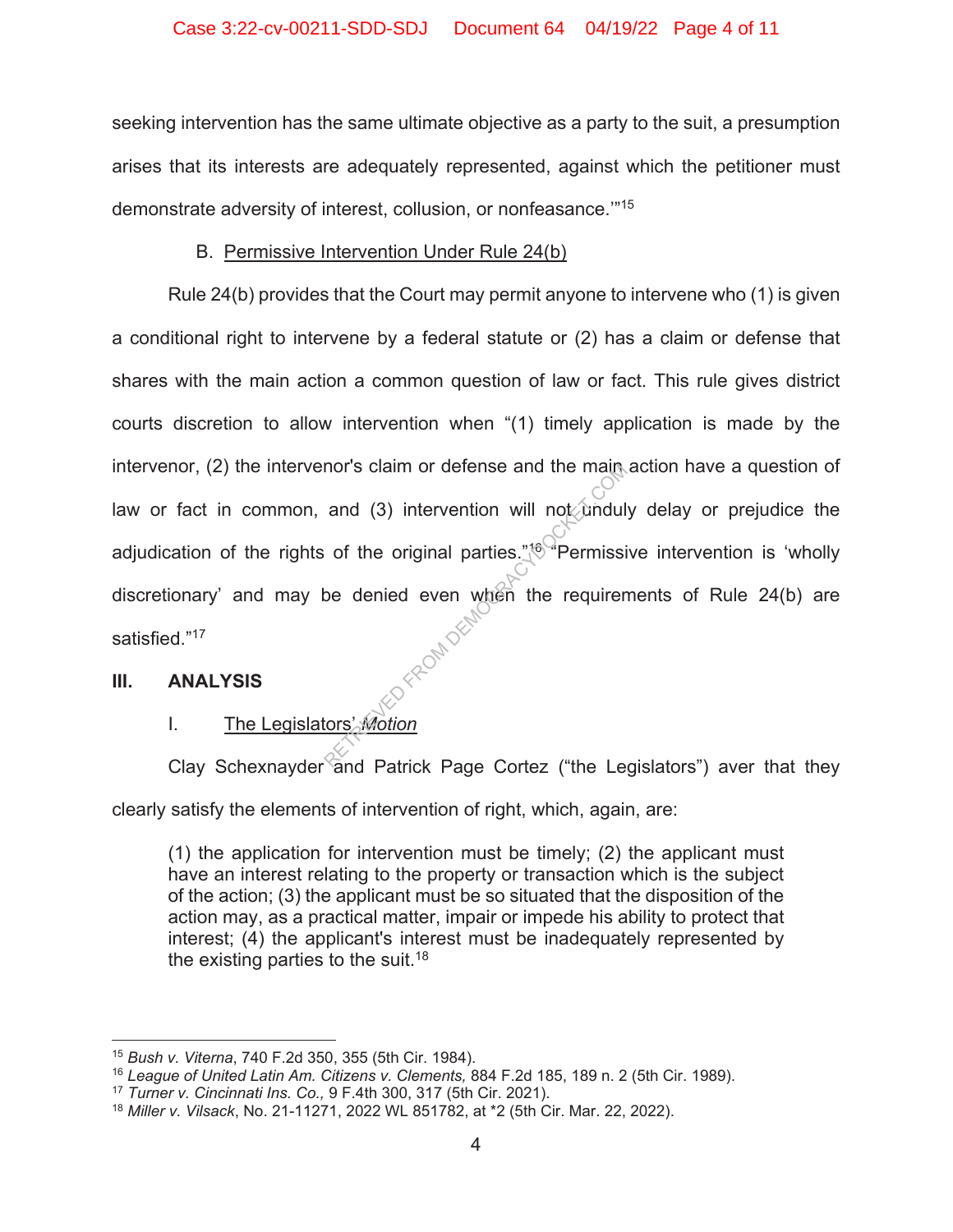seeking intervention has the same ultimate objective as a party to the suit, a presumption arises that its interests are adequately represented, against which the petitioner must demonstrate adversity of interest, collusion, or nonfeasance.'"[15]

B. Permissive Intervention Under Rule 24(b)

Rule 24(b) provides that the Court may permit anyone to intervene who (1) is given a conditional right to intervene by a federal statute or (2) has a claim or defense that shares with the main action a common question of law or fact. This rule gives district courts discretion to allow intervention when "(1) timely application is made by the intervenor, (2) the intervenor's claim or defense and the main action have a question of law or fact in common, and (3) intervention will not unduly delay or prejudice the adjudication of the rights of the original parties."[16] "Permissive intervention is 'wholly discretionary' and may be denied even when the requirements of Rule 24(b) are satisfied."[17]

## III. ANALYSIS

I. The Legislators' *Motion*

Clay Schexnayder and Patrick Page Cortez ("the Legislators") aver that they clearly satisfy the elements of intervention of right, which, again, are:

> (1) the application for intervention must be timely; (2) the applicant must have an interest relating to the property or transaction which is the subject of the action; (3) the applicant must be so situated that the disposition of the action may, as a practical matter, impair or impede his ability to protect that interest; (4) the applicant's interest must be inadequately represented by the existing parties to the suit.[18]

---

[15] *Bush v. Viterna*, 740 F.2d 350, 355 (5th Cir. 1984).

[16] *League of United Latin Am. Citizens v. Clements,* 884 F.2d 185, 189 n. 2 (5th Cir. 1989).

[17] *Turner v. Cincinnati Ins. Co.,* 9 F.4th 300, 317 (5th Cir. 2021).

[18] *Miller v. Vilsack*, No. 21-11271, 2022 WL 851782, at *2 (5th Cir. Mar. 22, 2022).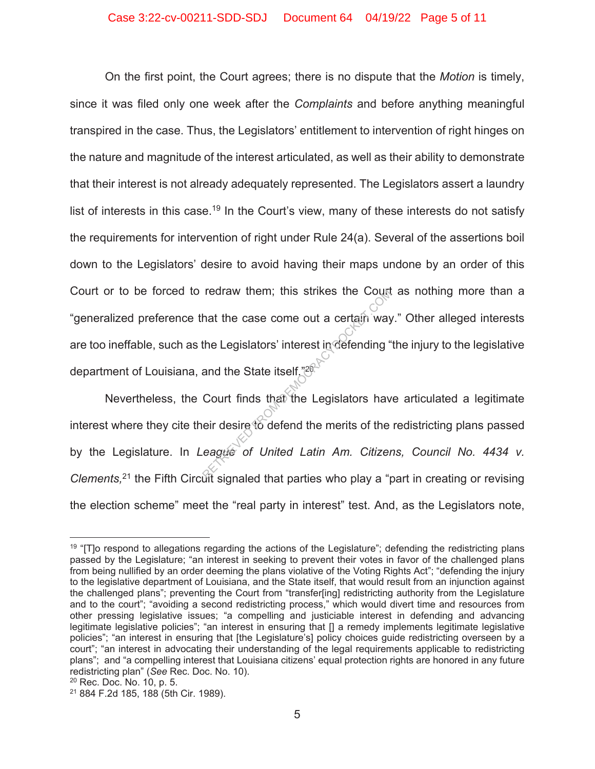On the first point, the Court agrees; there is no dispute that the *Motion* is timely, since it was filed only one week after the *Complaints* and before anything meaningful transpired in the case. Thus, the Legislators' entitlement to intervention of right hinges on the nature and magnitude of the interest articulated, as well as their ability to demonstrate that their interest is not already adequately represented. The Legislators assert a laundry list of interests in this case.[19] In the Court's view, many of these interests do not satisfy the requirements for intervention of right under Rule 24(a). Several of the assertions boil down to the Legislators' desire to avoid having their maps undone by an order of this Court or to be forced to redraw them; this strikes the Court as nothing more than a "generalized preference that the case come out a certain way." Other alleged interests are too ineffable, such as the Legislators' interest in defending "the injury to the legislative department of Louisiana, and the State itself."[20]

Nevertheless, the Court finds that the Legislators have articulated a legitimate interest where they cite their desire to defend the merits of the redistricting plans passed by the Legislature. In *League of United Latin Am. Citizens, Council No. 4434 v. Clements,*[21] the Fifth Circuit signaled that parties who play a "part in creating or revising the election scheme" meet the "real party in interest" test. And, as the Legislators note,

---

[19] "[T]o respond to allegations regarding the actions of the Legislature"; defending the redistricting plans passed by the Legislature; "an interest in seeking to prevent their votes in favor of the challenged plans from being nullified by an order deeming the plans violative of the Voting Rights Act"; "defending the injury to the legislative department of Louisiana, and the State itself, that would result from an injunction against the challenged plans"; preventing the Court from "transfer[ing] redistricting authority from the Legislature and to the court"; "avoiding a second redistricting process," which would divert time and resources from other pressing legislative issues; "a compelling and justiciable interest in defending and advancing legitimate legislative policies"; "an interest in ensuring that [] a remedy implements legitimate legislative policies"; "an interest in ensuring that [the Legislature's] policy choices guide redistricting overseen by a court"; "an interest in advocating their understanding of the legal requirements applicable to redistricting plans"; and "a compelling interest that Louisiana citizens' equal protection rights are honored in any future redistricting plan" (*See* Rec. Doc. No. 10).

[20] Rec. Doc. No. 10, p. 5.

[21] 884 F.2d 185, 188 (5th Cir. 1989).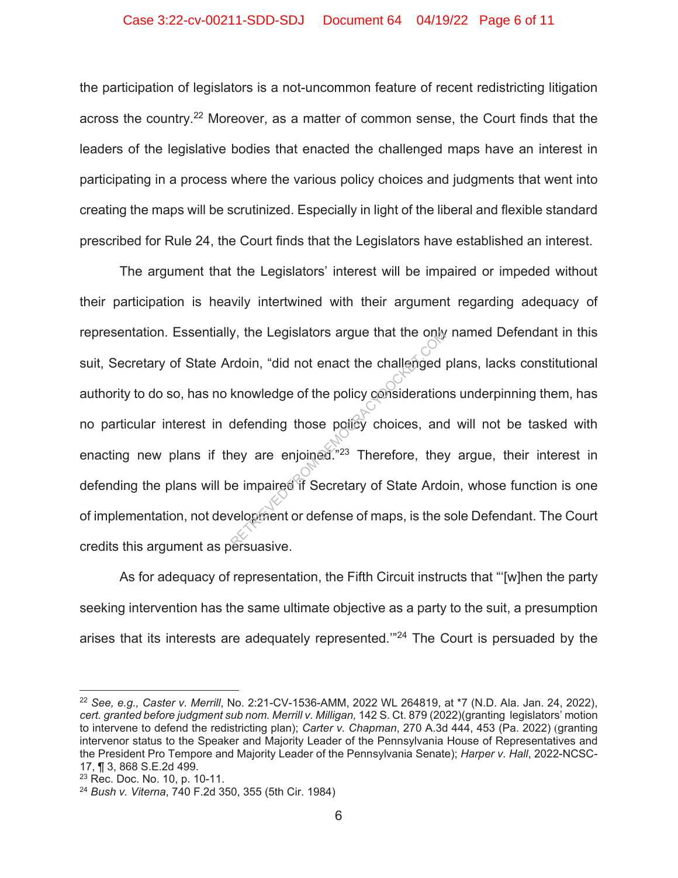the participation of legislators is a not-uncommon feature of recent redistricting litigation across the country.[22] Moreover, as a matter of common sense, the Court finds that the leaders of the legislative bodies that enacted the challenged maps have an interest in participating in a process where the various policy choices and judgments that went into creating the maps will be scrutinized. Especially in light of the liberal and flexible standard prescribed for Rule 24, the Court finds that the Legislators have established an interest.

The argument that the Legislators' interest will be impaired or impeded without their participation is heavily intertwined with their argument regarding adequacy of representation. Essentially, the Legislators argue that the only named Defendant in this suit, Secretary of State Ardoin, "did not enact the challenged plans, lacks constitutional authority to do so, has no knowledge of the policy considerations underpinning them, has no particular interest in defending those policy choices, and will not be tasked with enacting new plans if they are enjoined."[23] Therefore, they argue, their interest in defending the plans will be impaired if Secretary of State Ardoin, whose function is one of implementation, not development or defense of maps, is the sole Defendant. The Court credits this argument as persuasive.

As for adequacy of representation, the Fifth Circuit instructs that "'[w]hen the party seeking intervention has the same ultimate objective as a party to the suit, a presumption arises that its interests are adequately represented.'"[24] The Court is persuaded by the

---

[22] *See, e.g., Caster v. Merrill*, No. 2:21-CV-1536-AMM, 2022 WL 264819, at *7 (N.D. Ala. Jan. 24, 2022), *cert. granted before judgment sub nom. Merrill v. Milligan,* 142 S. Ct. 879 (2022)(granting legislators' motion to intervene to defend the redistricting plan); *Carter v. Chapman*, 270 A.3d 444, 453 (Pa. 2022) (granting intervenor status to the Speaker and Majority Leader of the Pennsylvania House of Representatives and the President Pro Tempore and Majority Leader of the Pennsylvania Senate); *Harper v. Hall*, 2022-NCSC-17, ¶ 3, 868 S.E.2d 499.

[23] Rec. Doc. No. 10, p. 10-11.

[24] *Bush v. Viterna*, 740 F.2d 350, 355 (5th Cir. 1984)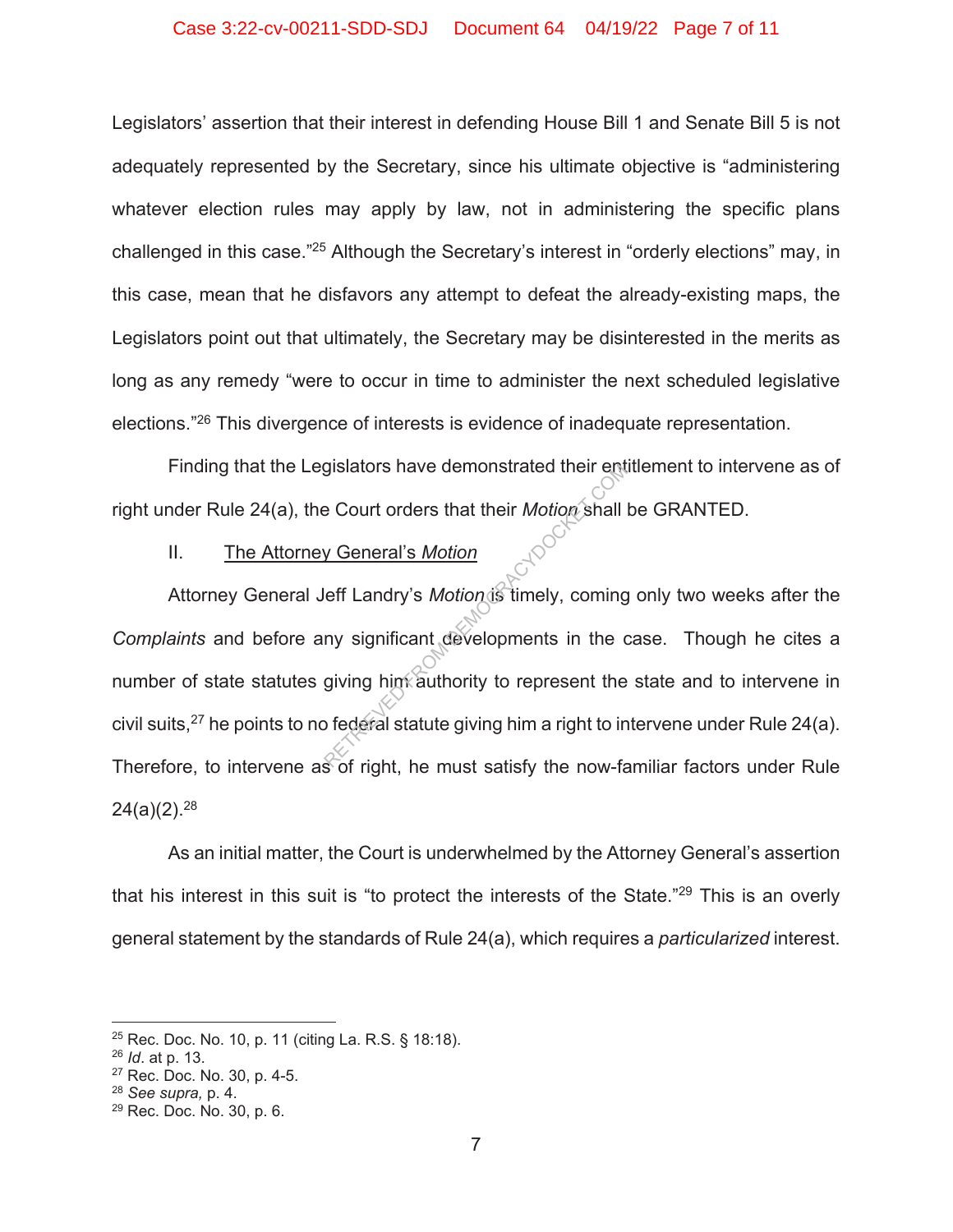Legislators' assertion that their interest in defending House Bill 1 and Senate Bill 5 is not adequately represented by the Secretary, since his ultimate objective is "administering whatever election rules may apply by law, not in administering the specific plans challenged in this case."[25] Although the Secretary's interest in "orderly elections" may, in this case, mean that he disfavors any attempt to defeat the already-existing maps, the Legislators point out that ultimately, the Secretary may be disinterested in the merits as long as any remedy "were to occur in time to administer the next scheduled legislative elections."[26] This divergence of interests is evidence of inadequate representation.

Finding that the Legislators have demonstrated their entitlement to intervene as of right under Rule 24(a), the Court orders that their *Motion* shall be GRANTED.

II. <u>The Attorney General's *Motion*</u>

Attorney General Jeff Landry's *Motion* is timely, coming only two weeks after the *Complaints* and before any significant developments in the case. Though he cites a number of state statutes giving him authority to represent the state and to intervene in civil suits,[27] he points to no federal statute giving him a right to intervene under Rule 24(a). Therefore, to intervene as of right, he must satisfy the now-familiar factors under Rule 24(a)(2).[28]

As an initial matter, the Court is underwhelmed by the Attorney General's assertion that his interest in this suit is "to protect the interests of the State."[29] This is an overly general statement by the standards of Rule 24(a), which requires a *particularized* interest.

---

[25] Rec. Doc. No. 10, p. 11 (citing La. R.S. § 18:18).
[26] *Id*. at p. 13.
[27] Rec. Doc. No. 30, p. 4-5.
[28] *See supra,* p. 4.
[29] Rec. Doc. No. 30, p. 6.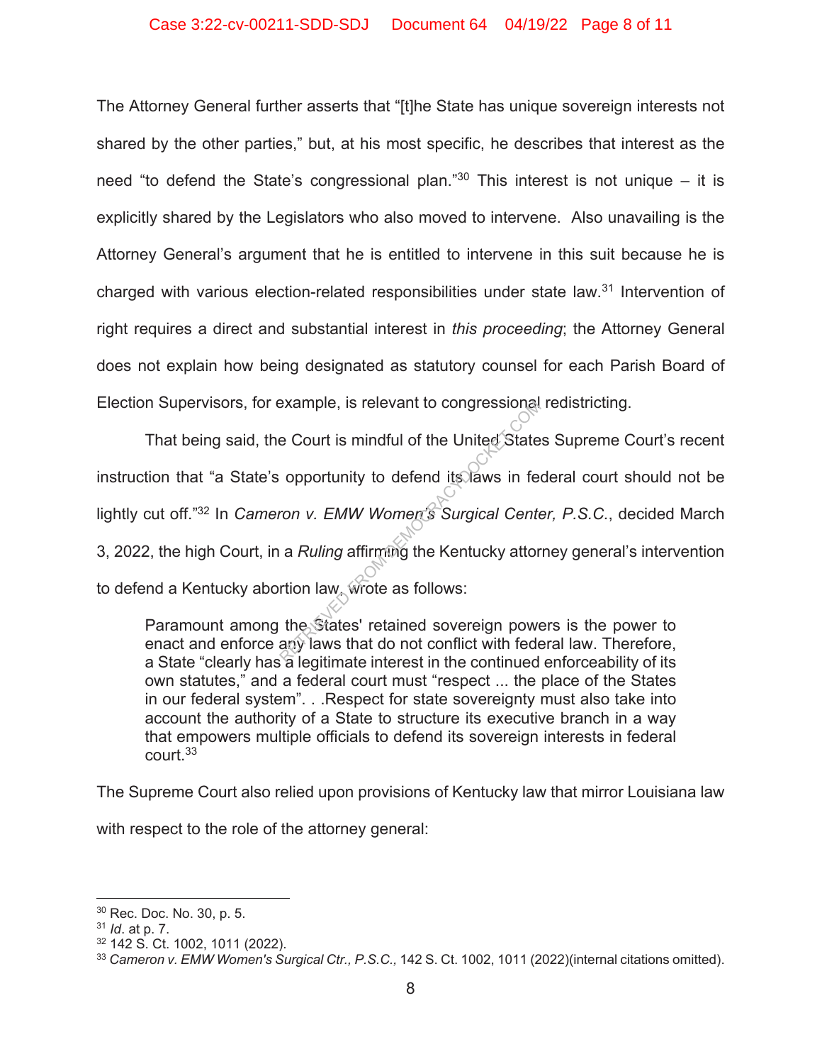The Attorney General further asserts that "[t]he State has unique sovereign interests not shared by the other parties," but, at his most specific, he describes that interest as the need "to defend the State's congressional plan."[30] This interest is not unique – it is explicitly shared by the Legislators who also moved to intervene. Also unavailing is the Attorney General's argument that he is entitled to intervene in this suit because he is charged with various election-related responsibilities under state law.[31] Intervention of right requires a direct and substantial interest in *this proceeding*; the Attorney General does not explain how being designated as statutory counsel for each Parish Board of Election Supervisors, for example, is relevant to congressional redistricting.

That being said, the Court is mindful of the United States Supreme Court's recent instruction that "a State's opportunity to defend its laws in federal court should not be lightly cut off."[32] In *Cameron v. EMW Women's Surgical Center, P.S.C.*, decided March 3, 2022, the high Court, in a *Ruling* affirming the Kentucky attorney general's intervention to defend a Kentucky abortion law, wrote as follows:

> Paramount among the States' retained sovereign powers is the power to enact and enforce any laws that do not conflict with federal law. Therefore, a State "clearly has a legitimate interest in the continued enforceability of its own statutes," and a federal court must "respect ... the place of the States in our federal system". . .Respect for state sovereignty must also take into account the authority of a State to structure its executive branch in a way that empowers multiple officials to defend its sovereign interests in federal court.[33]

The Supreme Court also relied upon provisions of Kentucky law that mirror Louisiana law with respect to the role of the attorney general:

---

[30] Rec. Doc. No. 30, p. 5.
[31] *Id*. at p. 7.
[32] 142 S. Ct. 1002, 1011 (2022).
[33] *Cameron v. EMW Women's Surgical Ctr., P.S.C.,* 142 S. Ct. 1002, 1011 (2022)(internal citations omitted).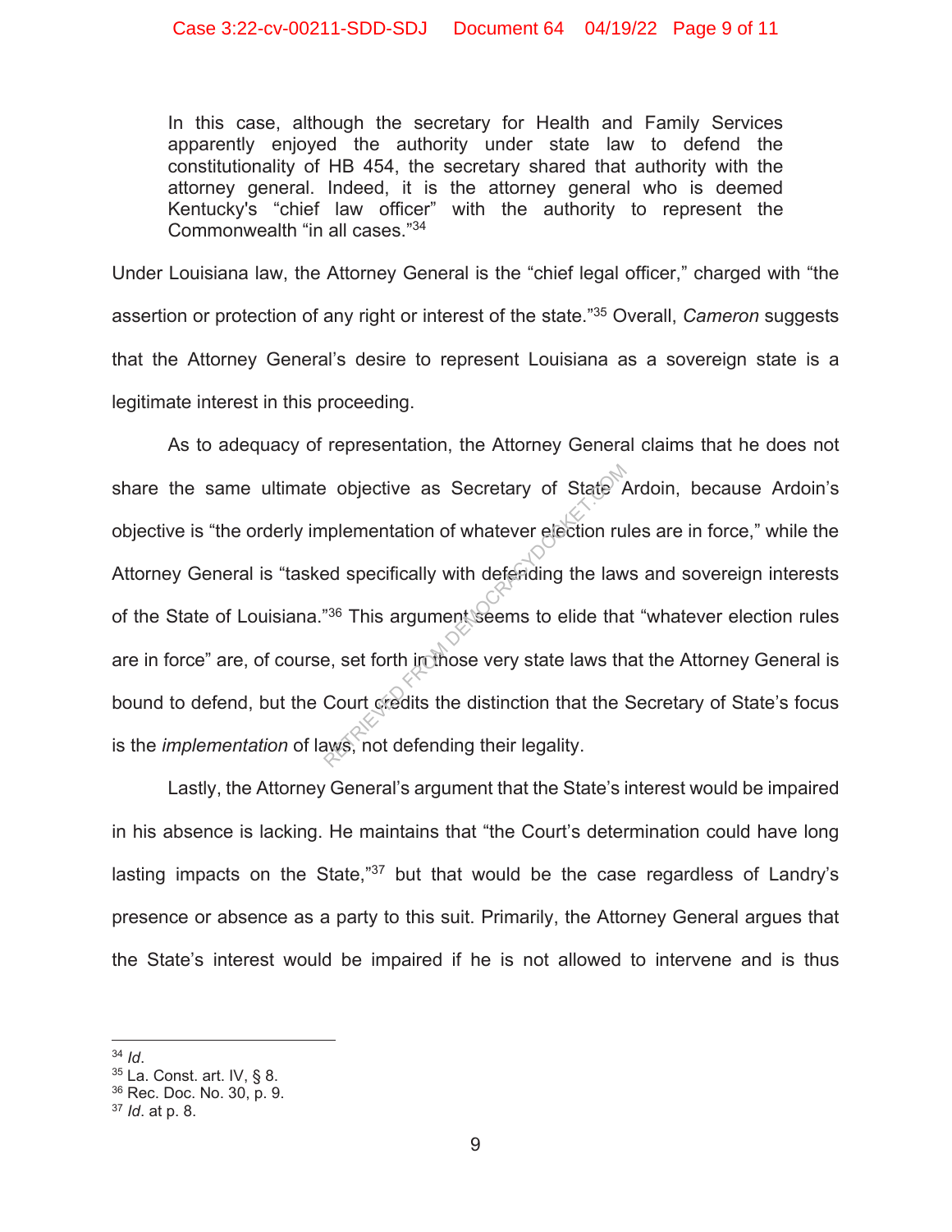> In this case, although the secretary for Health and Family Services apparently enjoyed the authority under state law to defend the constitutionality of HB 454, the secretary shared that authority with the attorney general. Indeed, it is the attorney general who is deemed Kentucky's "chief law officer" with the authority to represent the Commonwealth "in all cases."[34]

Under Louisiana law, the Attorney General is the "chief legal officer," charged with "the assertion or protection of any right or interest of the state."[35] Overall, *Cameron* suggests that the Attorney General's desire to represent Louisiana as a sovereign state is a legitimate interest in this proceeding.

As to adequacy of representation, the Attorney General claims that he does not share the same ultimate objective as Secretary of State Ardoin, because Ardoin's objective is "the orderly implementation of whatever election rules are in force," while the Attorney General is "tasked specifically with defending the laws and sovereign interests of the State of Louisiana."[36] This argument seems to elide that "whatever election rules are in force" are, of course, set forth in those very state laws that the Attorney General is bound to defend, but the Court credits the distinction that the Secretary of State's focus is the *implementation* of laws, not defending their legality.

Lastly, the Attorney General's argument that the State's interest would be impaired in his absence is lacking. He maintains that "the Court's determination could have long lasting impacts on the State,"[37] but that would be the case regardless of Landry's presence or absence as a party to this suit. Primarily, the Attorney General argues that the State's interest would be impaired if he is not allowed to intervene and is thus

---

[34] *Id*.
[35] La. Const. art. IV, § 8.
[36] Rec. Doc. No. 30, p. 9.
[37] *Id*. at p. 8.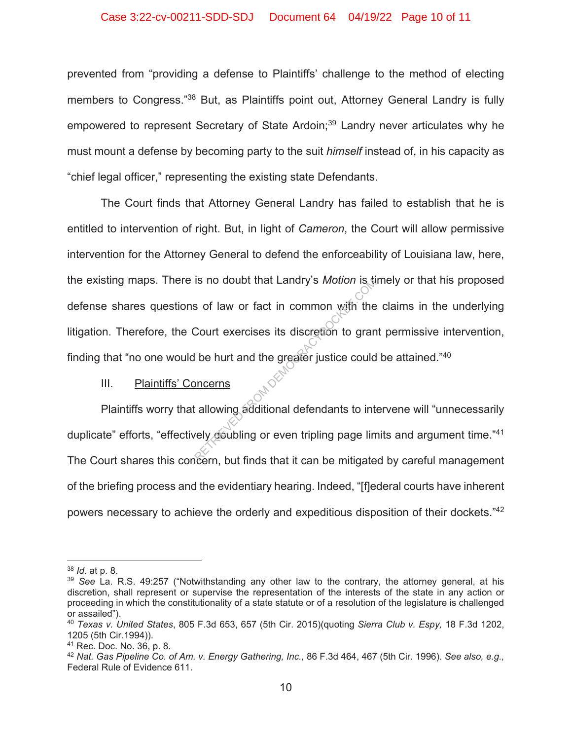prevented from "providing a defense to Plaintiffs' challenge to the method of electing members to Congress."[38] But, as Plaintiffs point out, Attorney General Landry is fully empowered to represent Secretary of State Ardoin;[39] Landry never articulates why he must mount a defense by becoming party to the suit *himself* instead of, in his capacity as "chief legal officer," representing the existing state Defendants.

The Court finds that Attorney General Landry has failed to establish that he is entitled to intervention of right. But, in light of *Cameron*, the Court will allow permissive intervention for the Attorney General to defend the enforceability of Louisiana law, here, the existing maps. There is no doubt that Landry's *Motion* is timely or that his proposed defense shares questions of law or fact in common with the claims in the underlying litigation. Therefore, the Court exercises its discretion to grant permissive intervention, finding that "no one would be hurt and the greater justice could be attained."[40]

III. <u>Plaintiffs' Concerns</u>

Plaintiffs worry that allowing additional defendants to intervene will "unnecessarily duplicate" efforts, "effectively doubling or even tripling page limits and argument time."[41] The Court shares this concern, but finds that it can be mitigated by careful management of the briefing process and the evidentiary hearing. Indeed, "[f]ederal courts have inherent powers necessary to achieve the orderly and expeditious disposition of their dockets."[42]

---

[38] *Id*. at p. 8.

[39] *See* La. R.S. 49:257 ("Notwithstanding any other law to the contrary, the attorney general, at his discretion, shall represent or supervise the representation of the interests of the state in any action or proceeding in which the constitutionality of a state statute or of a resolution of the legislature is challenged or assailed").

[40] *Texas v. United States*, 805 F.3d 653, 657 (5th Cir. 2015)(quoting *Sierra Club v. Espy,* 18 F.3d 1202, 1205 (5th Cir.1994)).

[41] Rec. Doc. No. 36, p. 8.

[42] *Nat. Gas Pipeline Co. of Am. v. Energy Gathering, Inc.,* 86 F.3d 464, 467 (5th Cir. 1996). *See also, e.g.,* Federal Rule of Evidence 611.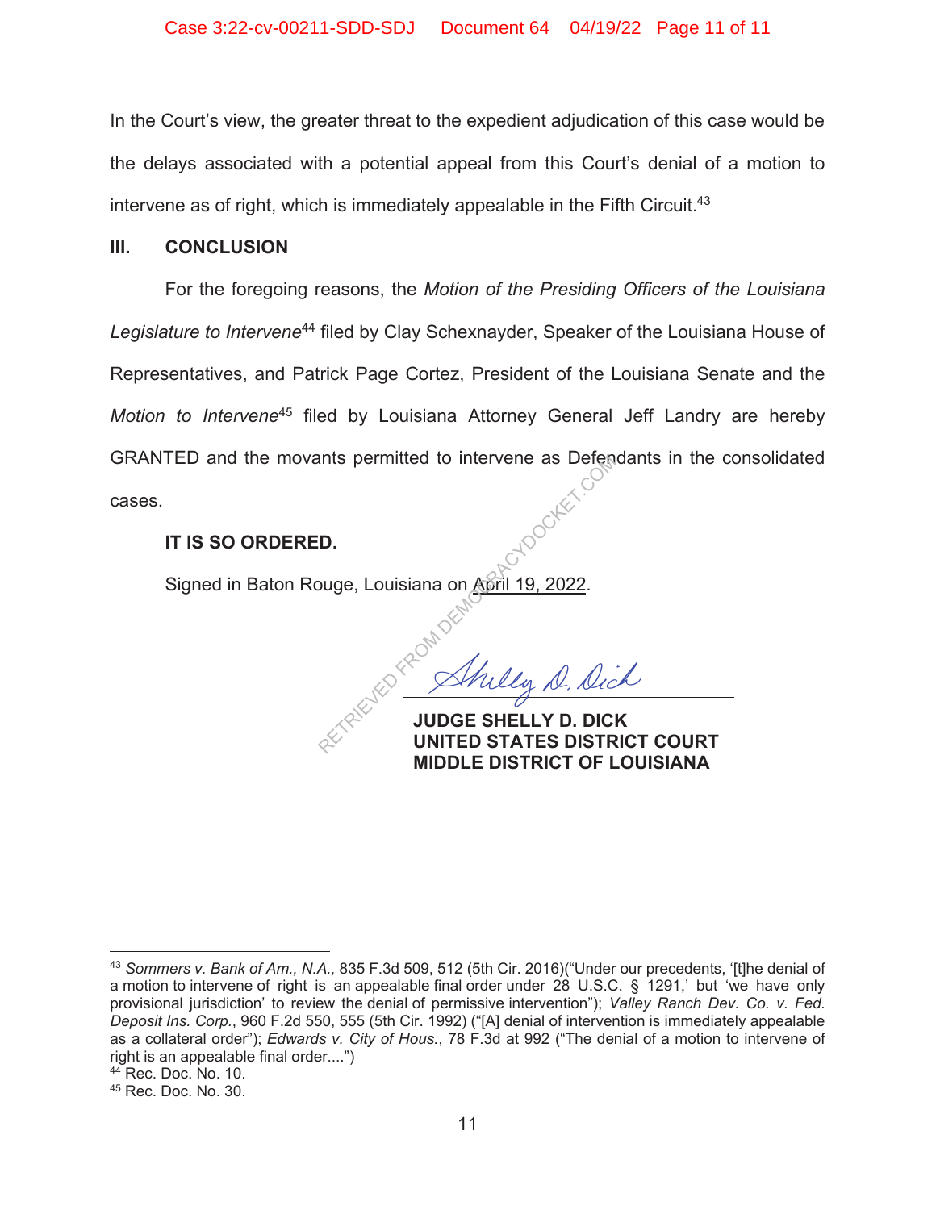In the Court's view, the greater threat to the expedient adjudication of this case would be the delays associated with a potential appeal from this Court's denial of a motion to intervene as of right, which is immediately appealable in the Fifth Circuit.[43]

## III. CONCLUSION

For the foregoing reasons, the *Motion of the Presiding Officers of the Louisiana Legislature to Intervene*[44] filed by Clay Schexnayder, Speaker of the Louisiana House of Representatives, and Patrick Page Cortez, President of the Louisiana Senate and the *Motion to Intervene*[45] filed by Louisiana Attorney General Jeff Landry are hereby GRANTED and the movants permitted to intervene as Defendants in the consolidated cases.

**IT IS SO ORDERED.**

Signed in Baton Rouge, Louisiana on April 19, 2022.

Shelly D. Dick

**JUDGE SHELLY D. DICK**
**UNITED STATES DISTRICT COURT**
**MIDDLE DISTRICT OF LOUISIANA**

---

[43] *Sommers v. Bank of Am., N.A.,* 835 F.3d 509, 512 (5th Cir. 2016)("Under our precedents, '[t]he denial of a motion to intervene of right is an appealable final order under 28 U.S.C. § 1291,' but 'we have only provisional jurisdiction' to review the denial of permissive intervention"); *Valley Ranch Dev. Co. v. Fed. Deposit Ins. Corp.*, 960 F.2d 550, 555 (5th Cir. 1992) ("[A] denial of intervention is immediately appealable as a collateral order"); *Edwards v. City of Hous.*, 78 F.3d at 992 ("The denial of a motion to intervene of right is an appealable final order....")

[44] Rec. Doc. No. 10.

[45] Rec. Doc. No. 30.